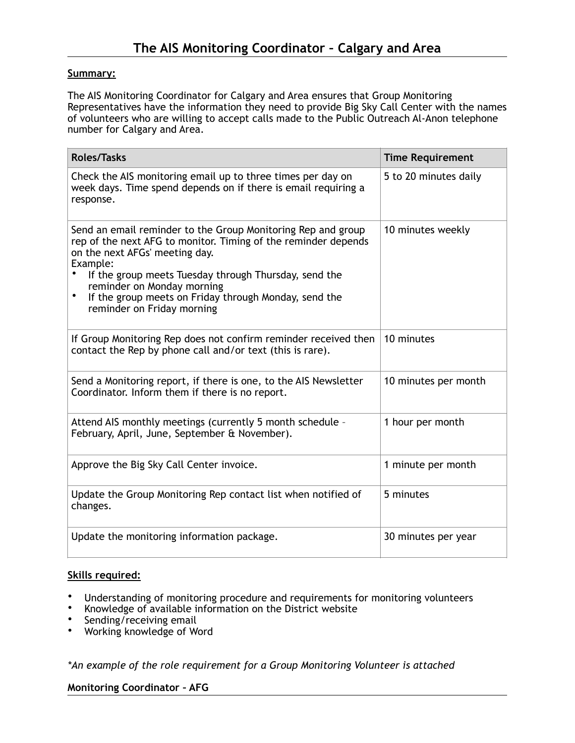# The AIS Monitoring Coordinator – Calgary and Area

**Summary:**

The AIS Monitoring Coordinator for Calgary and Area ensures that Group Monitoring Representatives have the information they need to provide Big Sky Call Center with the names of volunteers who are willing to accept calls made to the Public Outreach Al-Anon telephone number for Calgary and Area.

| Roles/Tasks | Time Requirement |
| --- | --- |
| Check the AIS monitoring email up to three times per day on week days. Time spend depends on if there is email requiring a response. | 5 to 20 minutes daily |
| Send an email reminder to the Group Monitoring Rep and group rep of the next AFG to monitor. Timing of the reminder depends on the next AFGs' meeting day.<br>Example:<br>• If the group meets Tuesday through Thursday, send the reminder on Monday morning<br>• If the group meets on Friday through Monday, send the reminder on Friday morning | 10 minutes weekly |
| If Group Monitoring Rep does not confirm reminder received then contact the Rep by phone call and/or text (this is rare). | 10 minutes |
| Send a Monitoring report, if there is one, to the AIS Newsletter Coordinator. Inform them if there is no report. | 10 minutes per month |
| Attend AIS monthly meetings (currently 5 month schedule – February, April, June, September & November). | 1 hour per month |
| Approve the Big Sky Call Center invoice. | 1 minute per month |
| Update the Group Monitoring Rep contact list when notified of changes. | 5 minutes |
| Update the monitoring information package. | 30 minutes per year |

**Skills required:**

- Understanding of monitoring procedure and requirements for monitoring volunteers
- Knowledge of available information on the District website
- Sending/receiving email
- Working knowledge of Word

*\*An example of the role requirement for a Group Monitoring Volunteer is attached*

**Monitoring Coordinator – AFG**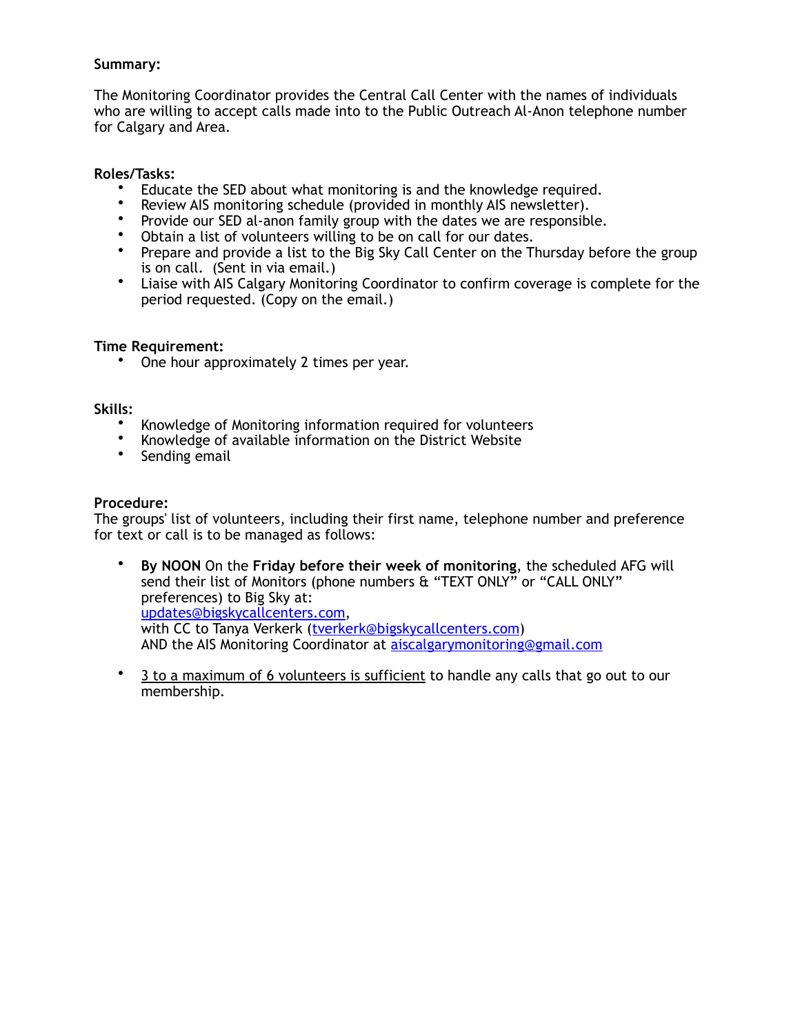**Summary:**

The Monitoring Coordinator provides the Central Call Center with the names of individuals who are willing to accept calls made into to the Public Outreach Al-Anon telephone number for Calgary and Area.

**Roles/Tasks:**

- Educate the SED about what monitoring is and the knowledge required.
- Review AIS monitoring schedule (provided in monthly AIS newsletter).
- Provide our SED al-anon family group with the dates we are responsible.
- Obtain a list of volunteers willing to be on call for our dates.
- Prepare and provide a list to the Big Sky Call Center on the Thursday before the group is on call. (Sent in via email.)
- Liaise with AIS Calgary Monitoring Coordinator to confirm coverage is complete for the period requested. (Copy on the email.)

**Time Requirement:**

- One hour approximately 2 times per year.

**Skills:**

- Knowledge of Monitoring information required for volunteers
- Knowledge of available information on the District Website
- Sending email

**Procedure:**
The groups' list of volunteers, including their first name, telephone number and preference for text or call is to be managed as follows:

- **By NOON** On the **Friday before their week of monitoring**, the scheduled AFG will send their list of Monitors (phone numbers & "TEXT ONLY" or "CALL ONLY" preferences) to Big Sky at:
  updates@bigskycallcenters.com,
  with CC to Tanya Verkerk (tverkerk@bigskycallcenters.com)
  AND the AIS Monitoring Coordinator at aiscalgarymonitoring@gmail.com

- 3 to a maximum of 6 volunteers is sufficient to handle any calls that go out to our membership.